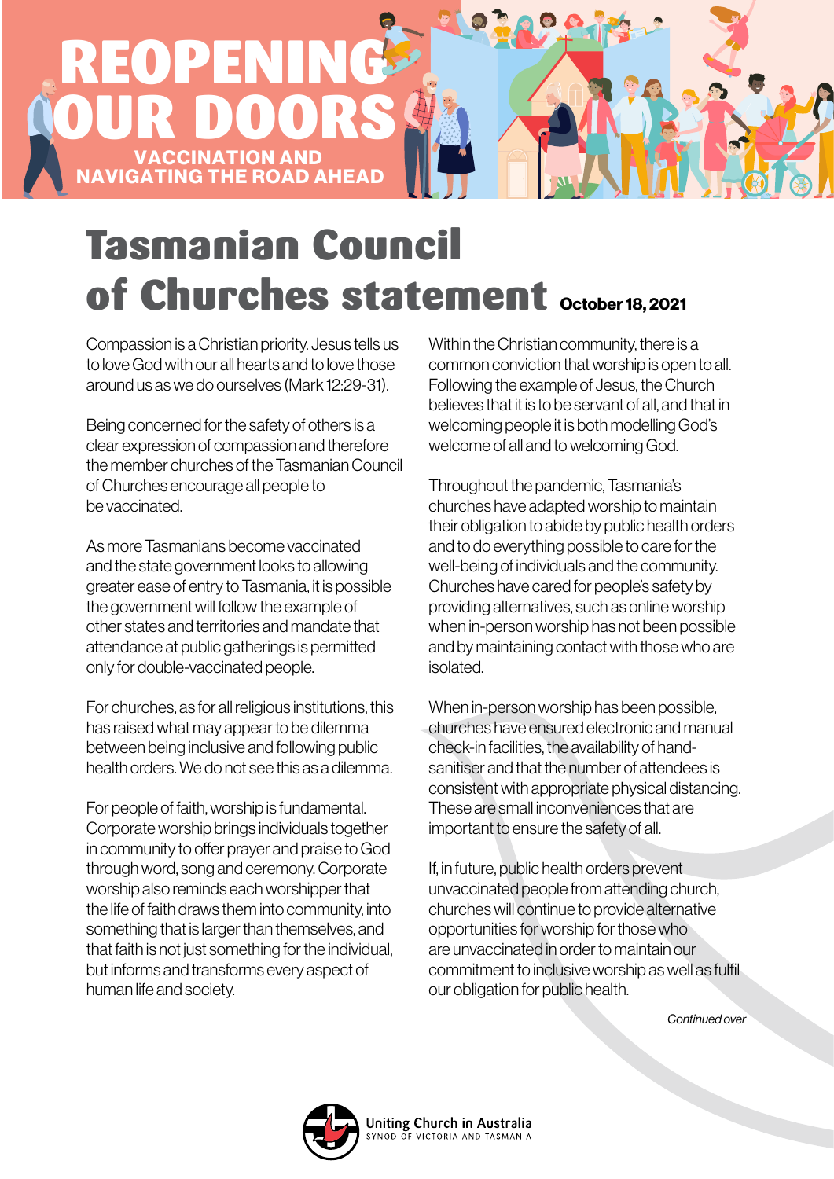# REOPENING OUR DOORS

## VACCINATION AND NAVIGATING THE ROAD AHEAD

# Tasmanian Council of Churches statement

**October 18, 2021**

Compassion is a Christian priority. Jesus tells us to love God with our all hearts and to love those around us as we do ourselves (Mark 12:29-31).

Being concerned for the safety of others is a clear expression of compassion and therefore the member churches of the Tasmanian Council of Churches encourage all people to be vaccinated.

As more Tasmanians become vaccinated and the state government looks to allowing greater ease of entry to Tasmania, it is possible the government will follow the example of other states and territories and mandate that attendance at public gatherings is permitted only for double-vaccinated people.

For churches, as for all religious institutions, this has raised what may appear to be dilemma between being inclusive and following public health orders. We do not see this as a dilemma.

For people of faith, worship is fundamental. Corporate worship brings individuals together in community to offer prayer and praise to God through word, song and ceremony. Corporate worship also reminds each worshipper that the life of faith draws them into community, into something that is larger than themselves, and that faith is not just something for the individual, but informs and transforms every aspect of human life and society.

Within the Christian community, there is a common conviction that worship is open to all. Following the example of Jesus, the Church believes that it is to be servant of all, and that in welcoming people it is both modelling God's welcome of all and to welcoming God.

Throughout the pandemic, Tasmania's churches have adapted worship to maintain their obligation to abide by public health orders and to do everything possible to care for the well-being of individuals and the community. Churches have cared for people's safety by providing alternatives, such as online worship when in-person worship has not been possible and by maintaining contact with those who are isolated.

When in-person worship has been possible, churches have ensured electronic and manual check-in facilities, the availability of hand-sanitiser and that the number of attendees is consistent with appropriate physical distancing. These are small inconveniences that are important to ensure the safety of all.

If, in future, public health orders prevent unvaccinated people from attending church, churches will continue to provide alternative opportunities for worship for those who are unvaccinated in order to maintain our commitment to inclusive worship as well as fulfil our obligation for public health.

*Continued over*

Uniting Church in Australia
SYNOD OF VICTORIA AND TASMANIA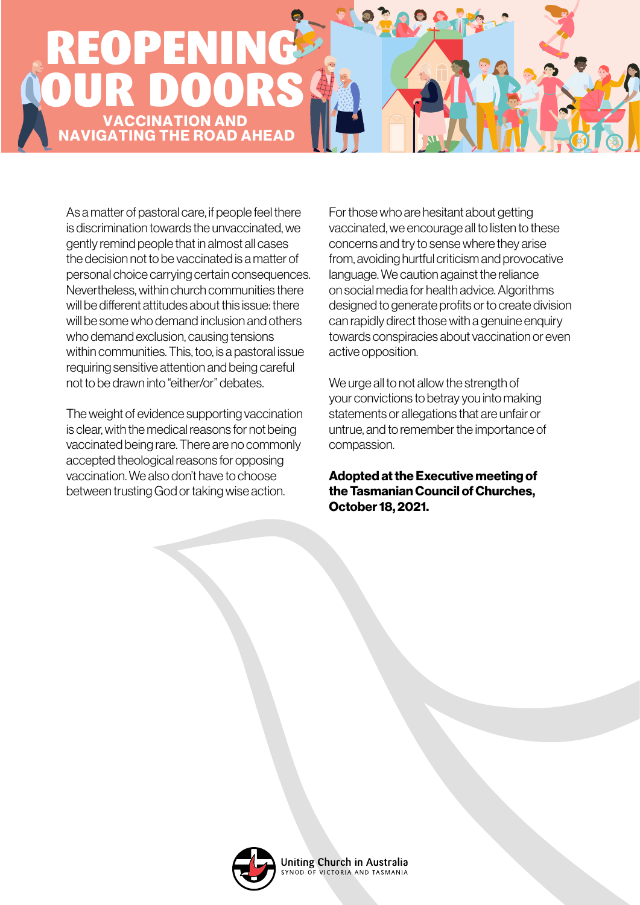# REOPENING OUR DOORS

## VACCINATION AND NAVIGATING THE ROAD AHEAD

As a matter of pastoral care, if people feel there is discrimination towards the unvaccinated, we gently remind people that in almost all cases the decision not to be vaccinated is a matter of personal choice carrying certain consequences. Nevertheless, within church communities there will be different attitudes about this issue: there will be some who demand inclusion and others who demand exclusion, causing tensions within communities. This, too, is a pastoral issue requiring sensitive attention and being careful not to be drawn into "either/or" debates.

The weight of evidence supporting vaccination is clear, with the medical reasons for not being vaccinated being rare. There are no commonly accepted theological reasons for opposing vaccination. We also don't have to choose between trusting God or taking wise action.

For those who are hesitant about getting vaccinated, we encourage all to listen to these concerns and try to sense where they arise from, avoiding hurtful criticism and provocative language. We caution against the reliance on social media for health advice. Algorithms designed to generate profits or to create division can rapidly direct those with a genuine enquiry towards conspiracies about vaccination or even active opposition.

We urge all to not allow the strength of your convictions to betray you into making statements or allegations that are unfair or untrue, and to remember the importance of compassion.

**Adopted at the Executive meeting of the Tasmanian Council of Churches, October 18, 2021.**

Uniting Church in Australia
SYNOD OF VICTORIA AND TASMANIA